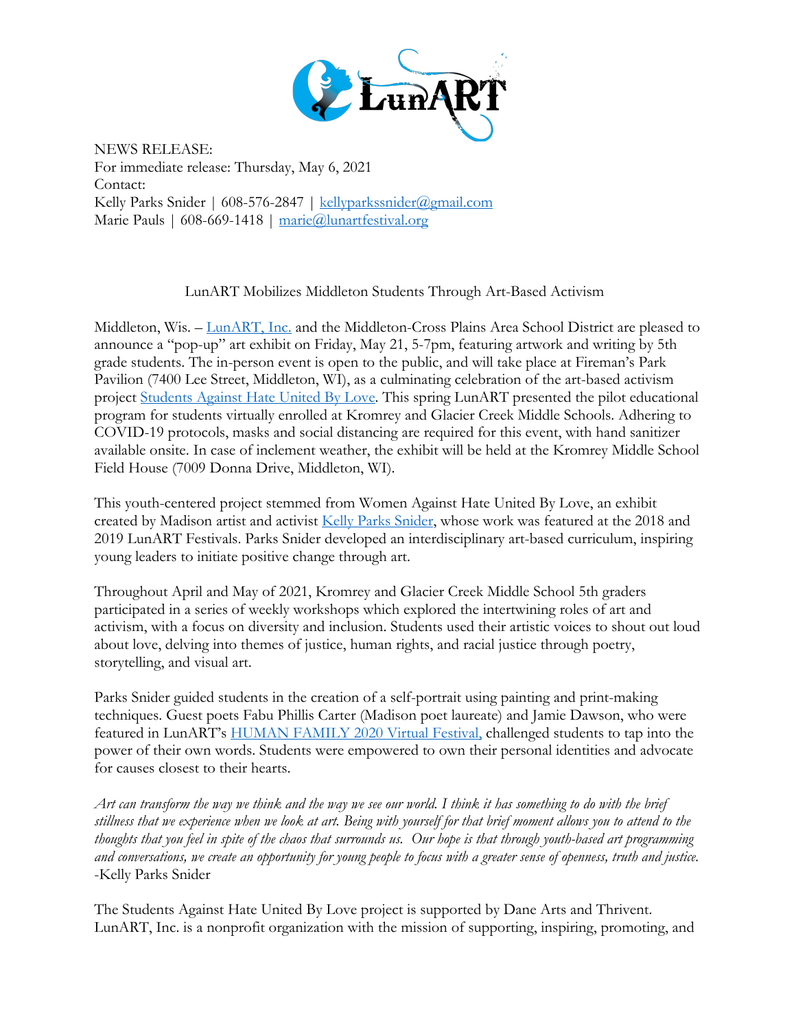NEWS RELEASE:
For immediate release: Thursday, May 6, 2021
Contact:
Kelly Parks Snider | 608-576-2847 | [kellyparkssnider@gmail.com](mailto:kellyparkssnider@gmail.com)
Marie Pauls | 608-669-1418 | [marie@lunartfestival.org](mailto:marie@lunartfestival.org)

## LunART Mobilizes Middleton Students Through Art-Based Activism

Middleton, Wis. – [LunART, Inc.](#) and the Middleton-Cross Plains Area School District are pleased to announce a "pop-up" art exhibit on Friday, May 21, 5-7pm, featuring artwork and writing by 5th grade students. The in-person event is open to the public, and will take place at Fireman's Park Pavilion (7400 Lee Street, Middleton, WI), as a culminating celebration of the art-based activism project [Students Against Hate United By Love](#). This spring LunART presented the pilot educational program for students virtually enrolled at Kromrey and Glacier Creek Middle Schools. Adhering to COVID-19 protocols, masks and social distancing are required for this event, with hand sanitizer available onsite. In case of inclement weather, the exhibit will be held at the Kromrey Middle School Field House (7009 Donna Drive, Middleton, WI).

This youth-centered project stemmed from Women Against Hate United By Love, an exhibit created by Madison artist and activist [Kelly Parks Snider](#), whose work was featured at the 2018 and 2019 LunART Festivals. Parks Snider developed an interdisciplinary art-based curriculum, inspiring young leaders to initiate positive change through art.

Throughout April and May of 2021, Kromrey and Glacier Creek Middle School 5th graders participated in a series of weekly workshops which explored the intertwining roles of art and activism, with a focus on diversity and inclusion. Students used their artistic voices to shout out loud about love, delving into themes of justice, human rights, and racial justice through poetry, storytelling, and visual art.

Parks Snider guided students in the creation of a self-portrait using painting and print-making techniques. Guest poets Fabu Phillis Carter (Madison poet laureate) and Jamie Dawson, who were featured in LunART's [HUMAN FAMILY 2020 Virtual Festival,](#) challenged students to tap into the power of their own words. Students were empowered to own their personal identities and advocate for causes closest to their hearts.

*Art can transform the way we think and the way we see our world. I think it has something to do with the brief stillness that we experience when we look at art. Being with yourself for that brief moment allows you to attend to the thoughts that you feel in spite of the chaos that surrounds us. Our hope is that through youth-based art programming and conversations, we create an opportunity for young people to focus with a greater sense of openness, truth and justice.* -Kelly Parks Snider

The Students Against Hate United By Love project is supported by Dane Arts and Thrivent. LunART, Inc. is a nonprofit organization with the mission of supporting, inspiring, promoting, and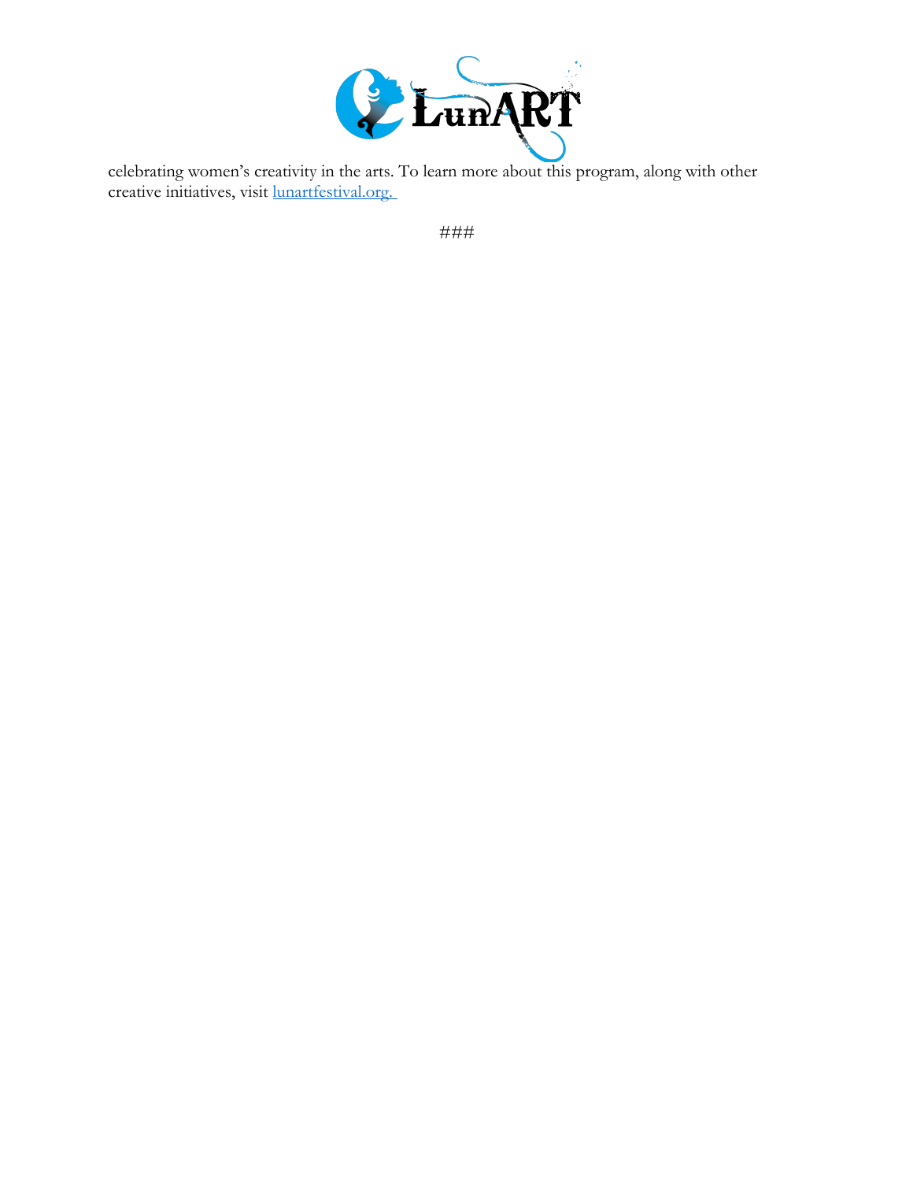celebrating women's creativity in the arts. To learn more about this program, along with other creative initiatives, visit [lunartfestival.org.](lunartfestival.org)

###